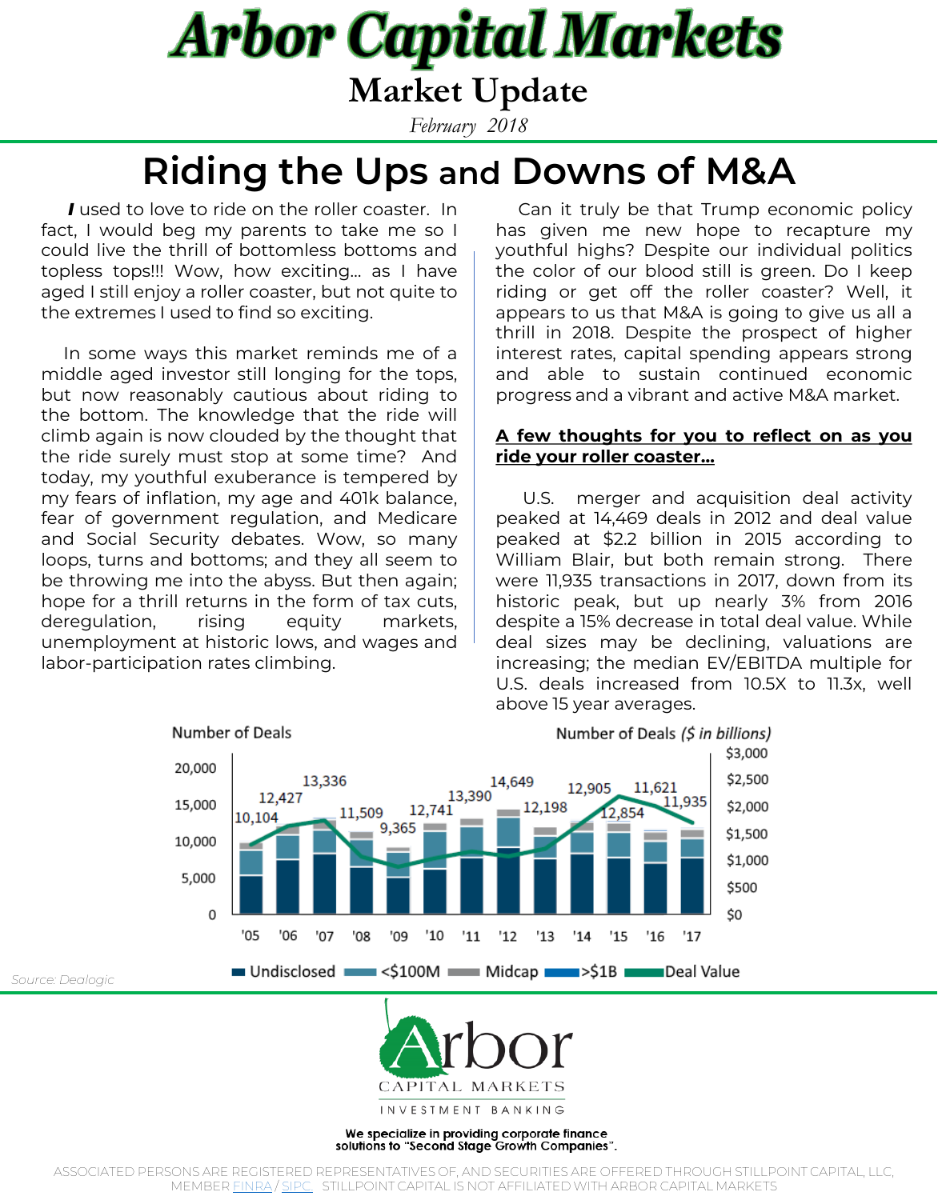# Arbor Capital Markets

## Market Update

*February 2018*

# Riding the Ups and Downs of M&A

***I*** used to love to ride on the roller coaster. In fact, I would beg my parents to take me so I could live the thrill of bottomless bottoms and topless tops!!! Wow, how exciting… as I have aged I still enjoy a roller coaster, but not quite to the extremes I used to find so exciting.

In some ways this market reminds me of a middle aged investor still longing for the tops, but now reasonably cautious about riding to the bottom. The knowledge that the ride will climb again is now clouded by the thought that the ride surely must stop at some time? And today, my youthful exuberance is tempered by my fears of inflation, my age and 401k balance, fear of government regulation, and Medicare and Social Security debates. Wow, so many loops, turns and bottoms; and they all seem to be throwing me into the abyss. But then again; hope for a thrill returns in the form of tax cuts, deregulation, rising equity markets, unemployment at historic lows, and wages and labor-participation rates climbing.

Can it truly be that Trump economic policy has given me new hope to recapture my youthful highs? Despite our individual politics the color of our blood still is green. Do I keep riding or get off the roller coaster? Well, it appears to us that M&A is going to give us all a thrill in 2018. Despite the prospect of higher interest rates, capital spending appears strong and able to sustain continued economic progress and a vibrant and active M&A market.

**A few thoughts for you to reflect on as you ride your roller coaster…**

U.S. merger and acquisition deal activity peaked at 14,469 deals in 2012 and deal value peaked at $2.2 billion in 2015 according to William Blair, but both remain strong. There were 11,935 transactions in 2017, down from its historic peak, but up nearly 3% from 2016 despite a 15% decrease in total deal value. While deal sizes may be declining, valuations are increasing; the median EV/EBITDA multiple for U.S. deals increased from 10.5X to 11.3x, well above 15 year averages.

Number of Deals | Number of Deals ($ in billions)

| Year | '05 | '06 | '07 | '08 | '09 | '10 | '11 | '12 | '13 | '14 | '15 | '16 | '17 |
|---|---|---|---|---|---|---|---|---|---|---|---|---|---|
| Number of Deals | 10,104 | 12,427 | 13,336 | 11,509 | 9,365 | 12,741 | 13,390 | 14,649 | 12,198 | 12,905 | 12,854 | 11,621 | 11,935 |

Undisclosed · <$100M · Midcap · >$1B · Deal Value

Source: Dealogic

We specialize in providing corporate finance solutions to "Second Stage Growth Companies".

ASSOCIATED PERSONS ARE REGISTERED REPRESENTATIVES OF, AND SECURITIES ARE OFFERED THROUGH STILLPOINT CAPITAL, LLC, MEMBER FINRA / SIPC. STILLPOINT CAPITAL IS NOT AFFILIATED WITH ARBOR CAPITAL MARKETS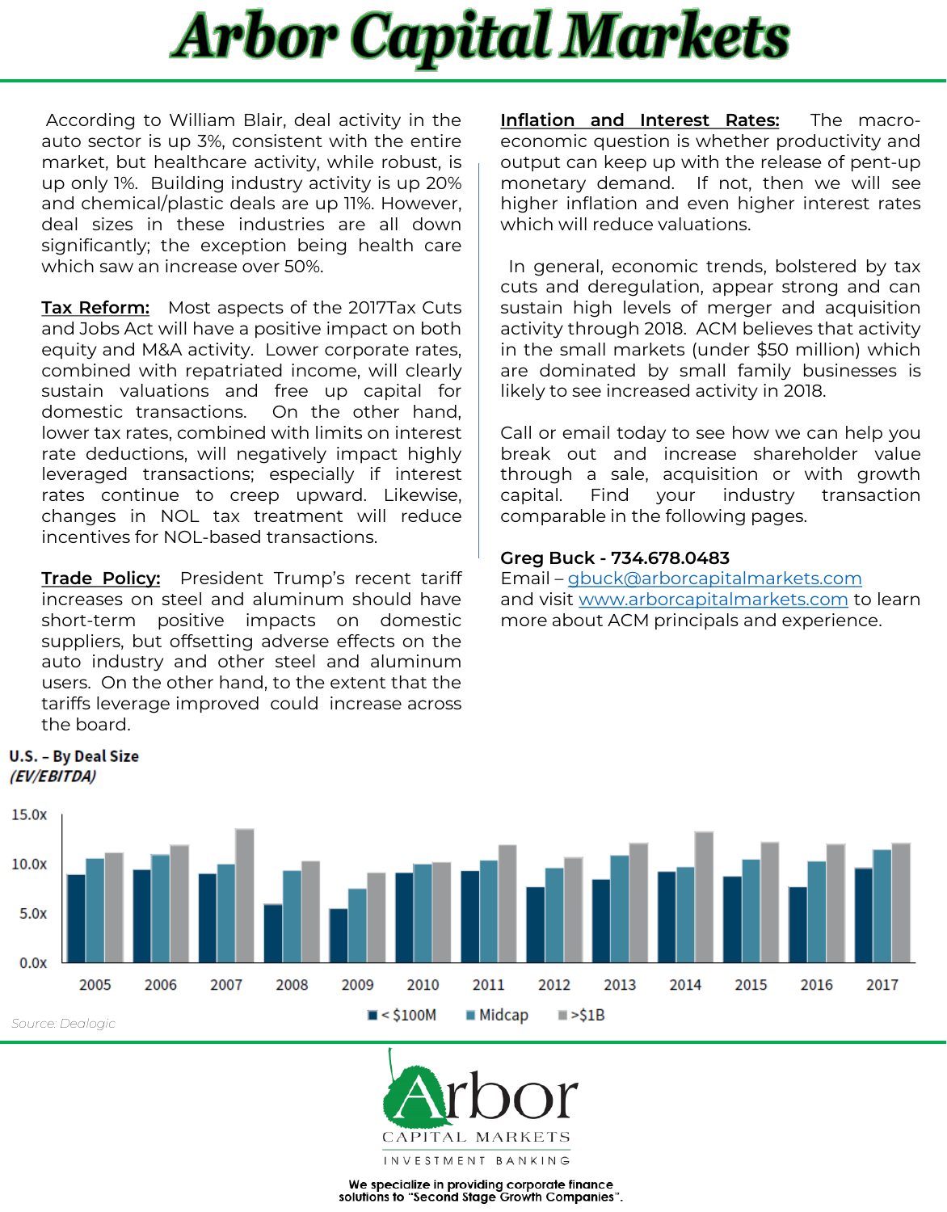# Arbor Capital Markets

According to William Blair, deal activity in the auto sector is up 3%, consistent with the entire market, but healthcare activity, while robust, is up only 1%. Building industry activity is up 20% and chemical/plastic deals are up 11%. However, deal sizes in these industries are all down significantly; the exception being health care which saw an increase over 50%.

**Tax Reform:** Most aspects of the 2017Tax Cuts and Jobs Act will have a positive impact on both equity and M&A activity. Lower corporate rates, combined with repatriated income, will clearly sustain valuations and free up capital for domestic transactions. On the other hand, lower tax rates, combined with limits on interest rate deductions, will negatively impact highly leveraged transactions; especially if interest rates continue to creep upward. Likewise, changes in NOL tax treatment will reduce incentives for NOL-based transactions.

**Trade Policy:** President Trump's recent tariff increases on steel and aluminum should have short-term positive impacts on domestic suppliers, but offsetting adverse effects on the auto industry and other steel and aluminum users. On the other hand, to the extent that the tariffs leverage improved could increase across the board.

**Inflation and Interest Rates:** The macro-economic question is whether productivity and output can keep up with the release of pent-up monetary demand. If not, then we will see higher inflation and even higher interest rates which will reduce valuations.

In general, economic trends, bolstered by tax cuts and deregulation, appear strong and can sustain high levels of merger and acquisition activity through 2018. ACM believes that activity in the small markets (under $50 million) which are dominated by small family businesses is likely to see increased activity in 2018.

Call or email today to see how we can help you break out and increase shareholder value through a sale, acquisition or with growth capital. Find your industry transaction comparable in the following pages.

**Greg Buck - 734.678.0483**
Email – gbuck@arborcapitalmarkets.com
and visit www.arborcapitalmarkets.com to learn more about ACM principals and experience.

**U.S. – By Deal Size**
***(EV/EBITDA)***

| Year | < $100M | Midcap | >$1B |
|---|---|---|---|
| 2005 | ~8.9x | ~10.5x | ~11.1x |
| 2006 | ~9.4x | ~10.9x | ~11.9x |
| 2007 | ~9.0x | ~9.9x | ~13.5x |
| 2008 | ~5.9x | ~9.3x | ~10.2x |
| 2009 | ~5.4x | ~7.5x | ~9.1x |
| 2010 | ~9.1x | ~9.9x | ~10.1x |
| 2011 | ~9.3x | ~10.3x | ~11.9x |
| 2012 | ~7.6x | ~9.5x | ~10.6x |
| 2013 | ~8.4x | ~10.8x | ~12.1x |
| 2014 | ~9.2x | ~9.6x | ~13.2x |
| 2015 | ~8.7x | ~10.4x | ~12.1x |
| 2016 | ~7.6x | ~10.2x | ~11.9x |
| 2017 | ~9.5x | ~11.4x | ~12.1x |

Source: Dealogic

We specialize in providing corporate finance solutions to "Second Stage Growth Companies".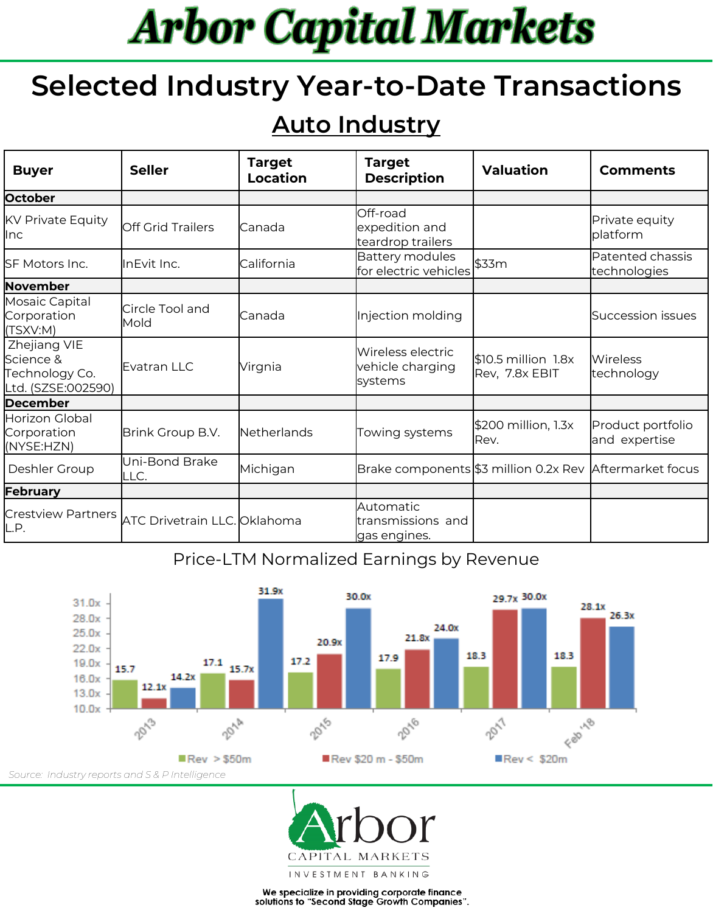# Arbor Capital Markets

## Selected Industry Year-to-Date Transactions

### Auto Industry

| Buyer | Seller | Target Location | Target Description | Valuation | Comments |
|---|---|---|---|---|---|
| **October** | | | | | |
| KV Private Equity Inc | Off Grid Trailers | Canada | Off-road expedition and teardrop trailers | | Private equity platform |
| SF Motors Inc. | InEvit Inc. | California | Battery modules for electric vehicles | $33m | Patented chassis technologies |
| **November** | | | | | |
| Mosaic Capital Corporation (TSXV:M) | Circle Tool and Mold | Canada | Injection molding | | Succession issues |
| Zhejiang VIE Science & Technology Co. Ltd. (SZSE:002590) | Evatran LLC | Virgnia | Wireless electric vehicle charging systems | $10.5 million 1.8x Rev, 7.8x EBIT | Wireless technology |
| **December** | | | | | |
| Horizon Global Corporation (NYSE:HZN) | Brink Group B.V. | Netherlands | Towing systems | $200 million, 1.3x Rev. | Product portfolio and expertise |
| Deshler Group | Uni-Bond Brake LLC. | Michigan | Brake components | $3 million 0.2x Rev | Aftermarket focus |
| **February** | | | | | |
| Crestview Partners L.P. | ATC Drivetrain LLC. | Oklahoma | Automatic transmissions and gas engines. | | |

**Price-LTM Normalized Earnings by Revenue**

| Period | Rev > $50m | Rev $20 m - $50m | Rev < $20m |
|---|---|---|---|
| 2013 | 15.7 | 12.1x | 14.2x |
| 2014 | 17.1 | 15.7x | 31.9x |
| 2015 | 17.2 | 20.9x | 30.0x |
| 2016 | 17.9 | 21.8x | 24.0x |
| 2017 | 18.3 | 29.7x | 30.0x |
| Feb '18 | 18.3 | 28.1x | 26.3x |

*Source: Industry reports and S & P Intelligence*

Arbor Capital Markets
Investment Banking

**We specialize in providing corporate finance solutions to "Second Stage Growth Companies".**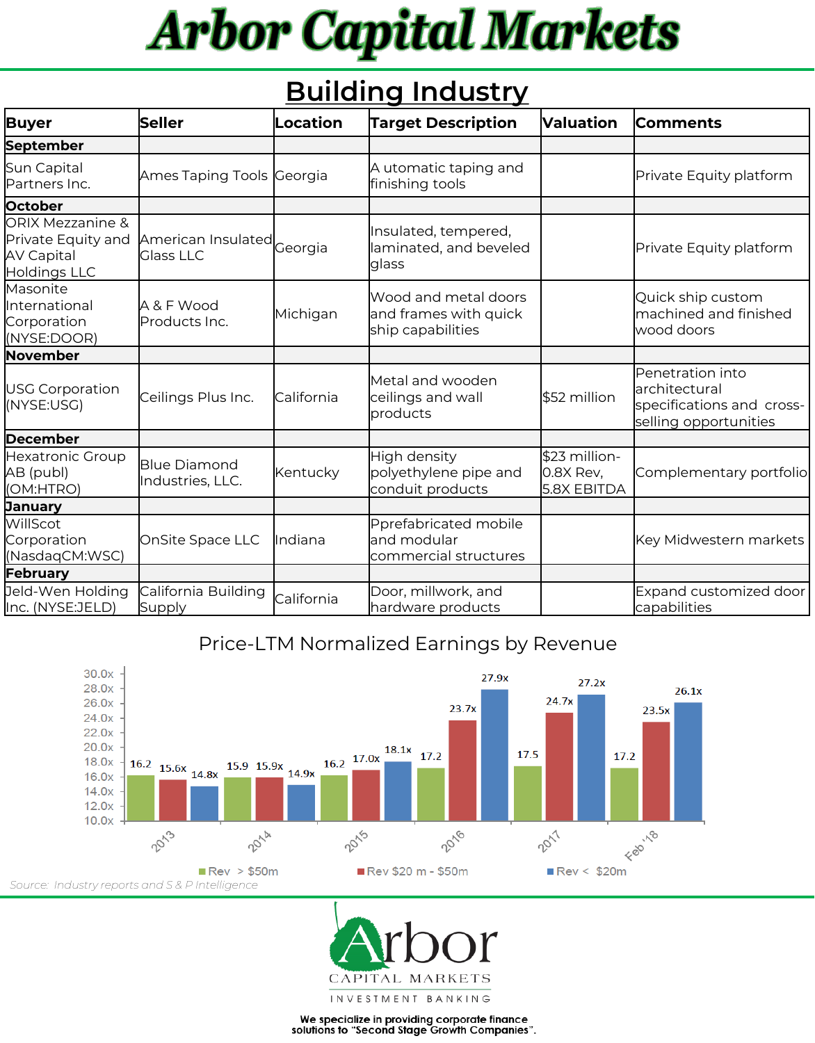# Arbor Capital Markets

## Building Industry

| Buyer | Seller | Location | Target Description | Valuation | Comments |
|---|---|---|---|---|---|
| **September** | | | | | |
| Sun Capital Partners Inc. | Ames Taping Tools | Georgia | A utomatic taping and finishing tools | | Private Equity platform |
| **October** | | | | | |
| ORIX Mezzanine & Private Equity and AV Capital Holdings LLC | American Insulated Glass LLC | Georgia | Insulated, tempered, laminated, and beveled glass | | Private Equity platform |
| Masonite International Corporation (NYSE:DOOR) | A & F Wood Products Inc. | Michigan | Wood and metal doors and frames with quick ship capabilities | | Quick ship custom machined and finished wood doors |
| **November** | | | | | |
| USG Corporation (NYSE:USG) | Ceilings Plus Inc. | California | Metal and wooden ceilings and wall products | $52 million | Penetration into architectural specifications and cross-selling opportunities |
| **December** | | | | | |
| Hexatronic Group AB (publ) (OM:HTRO) | Blue Diamond Industries, LLC. | Kentucky | High density polyethylene pipe and conduit products | $23 million- 0.8X Rev, 5.8X EBITDA | Complementary portfolio |
| **January** | | | | | |
| WillScot Corporation (NasdaqCM:WSC) | OnSite Space LLC | Indiana | Pprefabricated mobile and modular commercial structures | | Key Midwestern markets |
| **February** | | | | | |
| Jeld-Wen Holding Inc. (NYSE:JELD) | California Building Supply | California | Door, millwork, and hardware products | | Expand customized door capabilities |

### Price-LTM Normalized Earnings by Revenue

| Period | Rev > $50m | Rev $20 m - $50m | Rev < $20m |
|---|---|---|---|
| 2013 | 16.2 | 15.6x | 14.8x |
| 2014 | 15.9 | 15.9x | 14.9x |
| 2015 | 16.2 | 17.0x | 18.1x |
| 2016 | 17.2 | 23.7x | 27.9x |
| 2017 | 17.5 | 24.7x | 27.2x |
| Feb '18 | 17.2 | 23.5x | 26.1x |

*Source: Industry reports and S & P Intelligence*

Arbor
CAPITAL MARKETS
INVESTMENT BANKING

**We specialize in providing corporate finance solutions to "Second Stage Growth Companies".**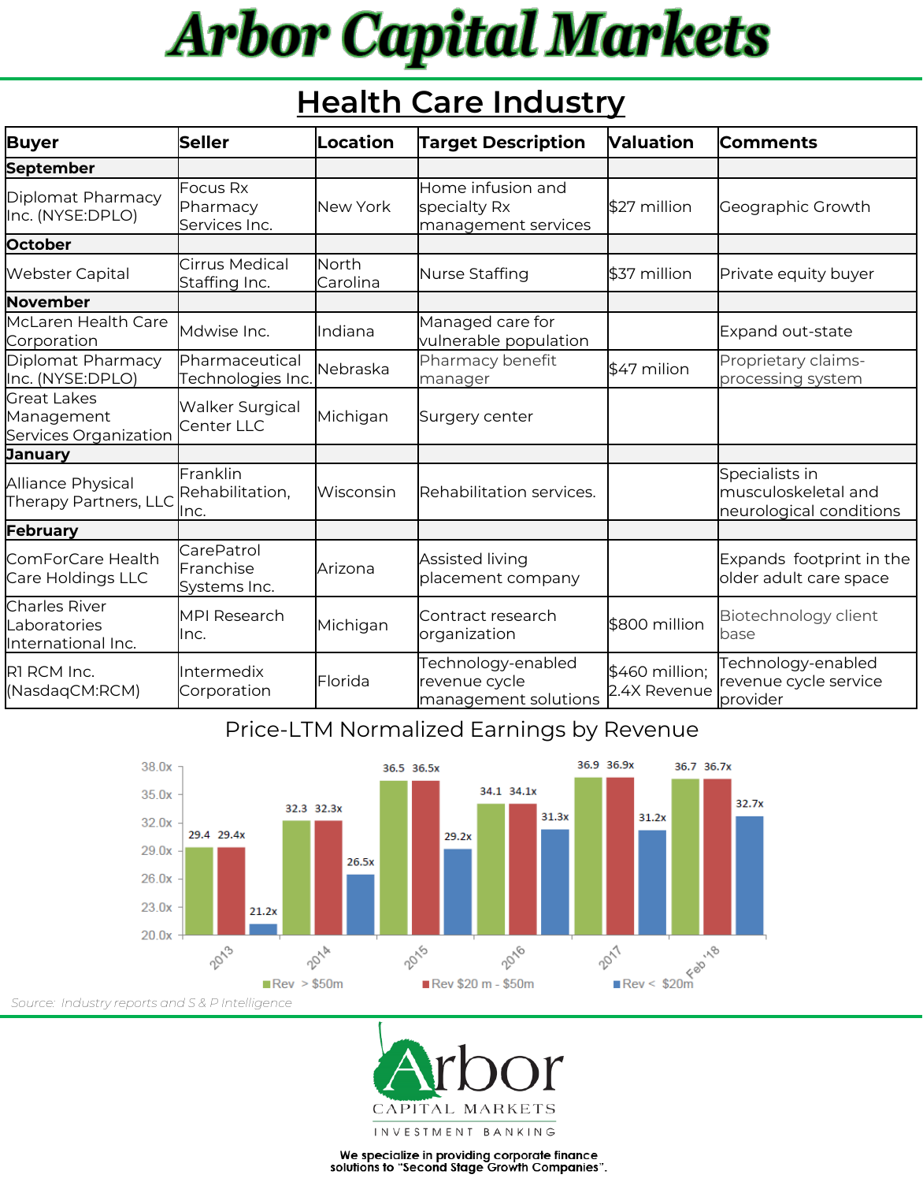# Arbor Capital Markets

## Health Care Industry

| Buyer | Seller | Location | Target Description | Valuation | Comments |
|---|---|---|---|---|---|
| **September** | | | | | |
| Diplomat Pharmacy Inc. (NYSE:DPLO) | Focus Rx Pharmacy Services Inc. | New York | Home infusion and specialty Rx management services | $27 million | Geographic Growth |
| **October** | | | | | |
| Webster Capital | Cirrus Medical Staffing Inc. | North Carolina | Nurse Staffing | $37 million | Private equity buyer |
| **November** | | | | | |
| McLaren Health Care Corporation | Mdwise Inc. | Indiana | Managed care for vulnerable population | | Expand out-state |
| Diplomat Pharmacy Inc. (NYSE:DPLO) | Pharmaceutical Technologies Inc. | Nebraska | Pharmacy benefit manager | $47 milion | Proprietary claims-processing system |
| Great Lakes Management Services Organization | Walker Surgical Center LLC | Michigan | Surgery center | | |
| **January** | | | | | |
| Alliance Physical Therapy Partners, LLC | Franklin Rehabilitation, Inc. | Wisconsin | Rehabilitation services. | | Specialists in musculoskeletal and neurological conditions |
| **February** | | | | | |
| ComForCare Health Care Holdings LLC | CarePatrol Franchise Systems Inc. | Arizona | Assisted living placement company | | Expands footprint in the older adult care space |
| Charles River Laboratories International Inc. | MPI Research Inc. | Michigan | Contract research organization | $800 million | Biotechnology client base |
| R1 RCM Inc. (NasdaqCM:RCM) | Intermedix Corporation | Florida | Technology-enabled revenue cycle management solutions | $460 million; 2.4X Revenue | Technology-enabled revenue cycle service provider |

### Price-LTM Normalized Earnings by Revenue

| | Rev > $50m | Rev $20 m - $50m | Rev < $20m |
|---|---|---|---|
| 2013 | 29.4 | 29.4x | 21.2x |
| 2014 | 32.3 | 32.3x | 26.5x |
| 2015 | 36.5 | 36.5x | 29.2x |
| 2016 | 34.1 | 34.1x | 31.3x |
| 2017 | 36.9 | 36.9x | 31.2x |
| Feb '18 | 36.7 | 36.7x | 32.7x |

*Source: Industry reports and S & P Intelligence*

Arbor Capital Markets Investment Banking

**We specialize in providing corporate finance solutions to "Second Stage Growth Companies".**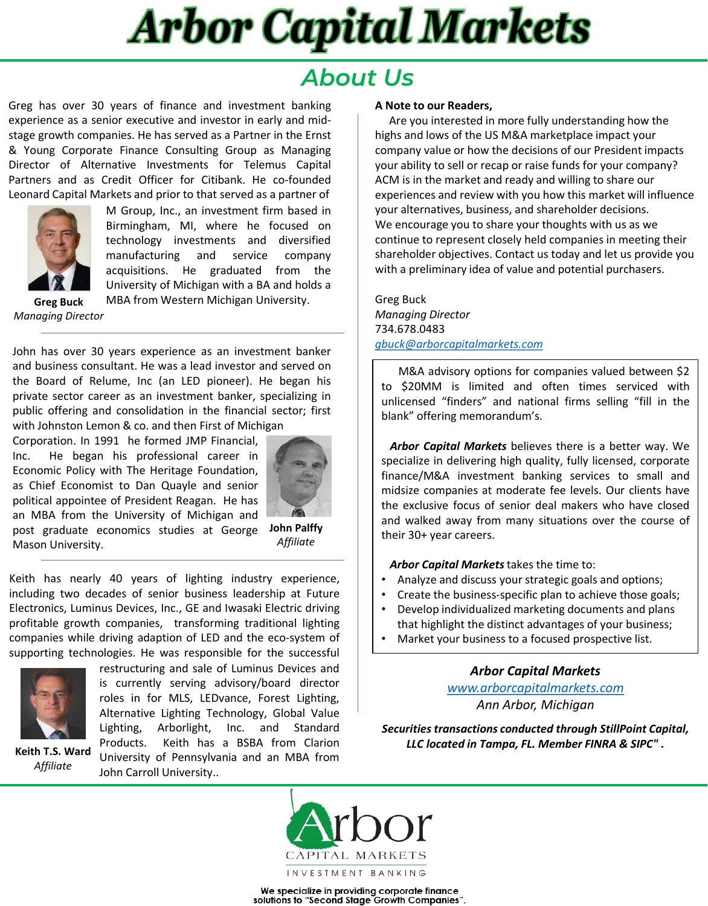# Arbor Capital Markets

## About Us

Greg has over 30 years of finance and investment banking experience as a senior executive and investor in early and mid-stage growth companies. He has served as a Partner in the Ernst & Young Corporate Finance Consulting Group as Managing Director of Alternative Investments for Telemus Capital Partners and as Credit Officer for Citibank. He co-founded Leonard Capital Markets and prior to that served as a partner of M Group, Inc., an investment firm based in Birmingham, MI, where he focused on technology investments and diversified manufacturing and service company acquisitions. He graduated from the University of Michigan with a BA and holds a MBA from Western Michigan University.

**Greg Buck**
*Managing Director*

---

John has over 30 years experience as an investment banker and business consultant. He was a lead investor and served on the Board of Relume, Inc (an LED pioneer). He began his private sector career as an investment banker, specializing in public offering and consolidation in the financial sector; first with Johnston Lemon & co. and then First of Michigan Corporation. In 1991 he formed JMP Financial, Inc. He began his professional career in Economic Policy with The Heritage Foundation, as Chief Economist to Dan Quayle and senior political appointee of President Reagan. He has an MBA from the University of Michigan and post graduate economics studies at George Mason University.

**John Palffy**
*Affiliate*

---

Keith has nearly 40 years of lighting industry experience, including two decades of senior business leadership at Future Electronics, Luminus Devices, Inc., GE and Iwasaki Electric driving profitable growth companies, transforming traditional lighting companies while driving adaption of LED and the eco-system of supporting technologies. He was responsible for the successful restructuring and sale of Luminus Devices and is currently serving advisory/board director roles in for MLS, LEDvance, Forest Lighting, Alternative Lighting Technology, Global Value Lighting, Arborlight, Inc. and Standard Products. Keith has a BSBA from Clarion University of Pennsylvania and an MBA from John Carroll University..

**Keith T.S. Ward**
*Affiliate*

---

**A Note to our Readers,**

Are you interested in more fully understanding how the highs and lows of the US M&A marketplace impact your company value or how the decisions of our President impacts your ability to sell or recap or raise funds for your company? ACM is in the market and ready and willing to share our experiences and review with you how this market will influence your alternatives, business, and shareholder decisions. We encourage you to share your thoughts with us as we continue to represent closely held companies in meeting their shareholder objectives. Contact us today and let us provide you with a preliminary idea of value and potential purchasers.

Greg Buck
*Managing Director*
734.678.0483
gbuck@arborcapitalmarkets.com

M&A advisory options for companies valued between $2 to $20MM is limited and often times serviced with unlicensed "finders" and national firms selling "fill in the blank" offering memorandum's.

***Arbor Capital Markets*** believes there is a better way. We specialize in delivering high quality, fully licensed, corporate finance/M&A investment banking services to small and midsize companies at moderate fee levels. Our clients have the exclusive focus of senior deal makers who have closed and walked away from many situations over the course of their 30+ year careers.

***Arbor Capital Markets*** takes the time to:

- Analyze and discuss your strategic goals and options;
- Create the business-specific plan to achieve those goals;
- Develop individualized marketing documents and plans that highlight the distinct advantages of your business;
- Market your business to a focused prospective list.

***Arbor Capital Markets***
www.arborcapitalmarkets.com
*Ann Arbor, Michigan*

***Securities transactions conducted through StillPoint Capital, LLC located in Tampa, FL. Member FINRA & SIPC" .***

Arbor
CAPITAL MARKETS
INVESTMENT BANKING

We specialize in providing corporate finance solutions to "Second Stage Growth Companies".